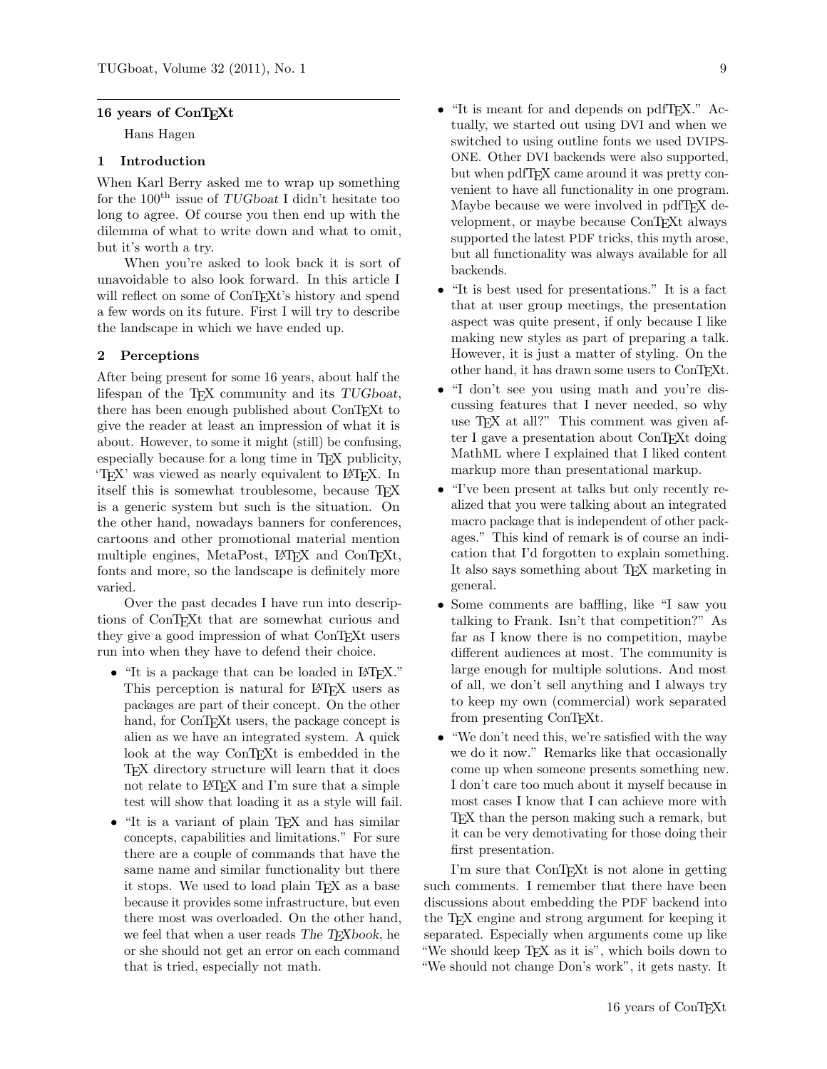## 16 years of ConTeXt

Hans Hagen

### 1 Introduction

When Karl Berry asked me to wrap up something for the 100th issue of *TUGboat* I didn't hesitate too long to agree. Of course you then end up with the dilemma of what to write down and what to omit, but it's worth a try.

When you're asked to look back it is sort of unavoidable to also look forward. In this article I will reflect on some of ConTeXt's history and spend a few words on its future. First I will try to describe the landscape in which we have ended up.

### 2 Perceptions

After being present for some 16 years, about half the lifespan of the TeX community and its *TUGboat*, there has been enough published about ConTeXt to give the reader at least an impression of what it is about. However, to some it might (still) be confusing, especially because for a long time in TeX publicity, 'TeX' was viewed as nearly equivalent to LaTeX. In itself this is somewhat troublesome, because TeX is a generic system but such is the situation. On the other hand, nowadays banners for conferences, cartoons and other promotional material mention multiple engines, MetaPost, LaTeX and ConTeXt, fonts and more, so the landscape is definitely more varied.

Over the past decades I have run into descriptions of ConTeXt that are somewhat curious and they give a good impression of what ConTeXt users run into when they have to defend their choice.

- "It is a package that can be loaded in LaTeX." This perception is natural for LaTeX users as packages are part of their concept. On the other hand, for ConTeXt users, the package concept is alien as we have an integrated system. A quick look at the way ConTeXt is embedded in the TeX directory structure will learn that it does not relate to LaTeX and I'm sure that a simple test will show that loading it as a style will fail.
- "It is a variant of plain TeX and has similar concepts, capabilities and limitations." For sure there are a couple of commands that have the same name and similar functionality but there it stops. We used to load plain TeX as a base because it provides some infrastructure, but even there most was overloaded. On the other hand, we feel that when a user reads *The TeXbook*, he or she should not get an error on each command that is tried, especially not math.
- "It is meant for and depends on pdfTeX." Actually, we started out using DVI and when we switched to using outline fonts we used DVIPSONE. Other DVI backends were also supported, but when pdfTeX came around it was pretty convenient to have all functionality in one program. Maybe because we were involved in pdfTeX development, or maybe because ConTeXt always supported the latest PDF tricks, this myth arose, but all functionality was always available for all backends.
- "It is best used for presentations." It is a fact that at user group meetings, the presentation aspect was quite present, if only because I like making new styles as part of preparing a talk. However, it is just a matter of styling. On the other hand, it has drawn some users to ConTeXt.
- "I don't see you using math and you're discussing features that I never needed, so why use TeX at all?" This comment was given after I gave a presentation about ConTeXt doing MathML where I explained that I liked content markup more than presentational markup.
- "I've been present at talks but only recently realized that you were talking about an integrated macro package that is independent of other packages." This kind of remark is of course an indication that I'd forgotten to explain something. It also says something about TeX marketing in general.
- Some comments are baffling, like "I saw you talking to Frank. Isn't that competition?" As far as I know there is no competition, maybe different audiences at most. The community is large enough for multiple solutions. And most of all, we don't sell anything and I always try to keep my own (commercial) work separated from presenting ConTeXt.
- "We don't need this, we're satisfied with the way we do it now." Remarks like that occasionally come up when someone presents something new. I don't care too much about it myself because in most cases I know that I can achieve more with TeX than the person making such a remark, but it can be very demotivating for those doing their first presentation.

I'm sure that ConTeXt is not alone in getting such comments. I remember that there have been discussions about embedding the PDF backend into the TeX engine and strong argument for keeping it separated. Especially when arguments come up like "We should keep TeX as it is", which boils down to "We should not change Don's work", it gets nasty. It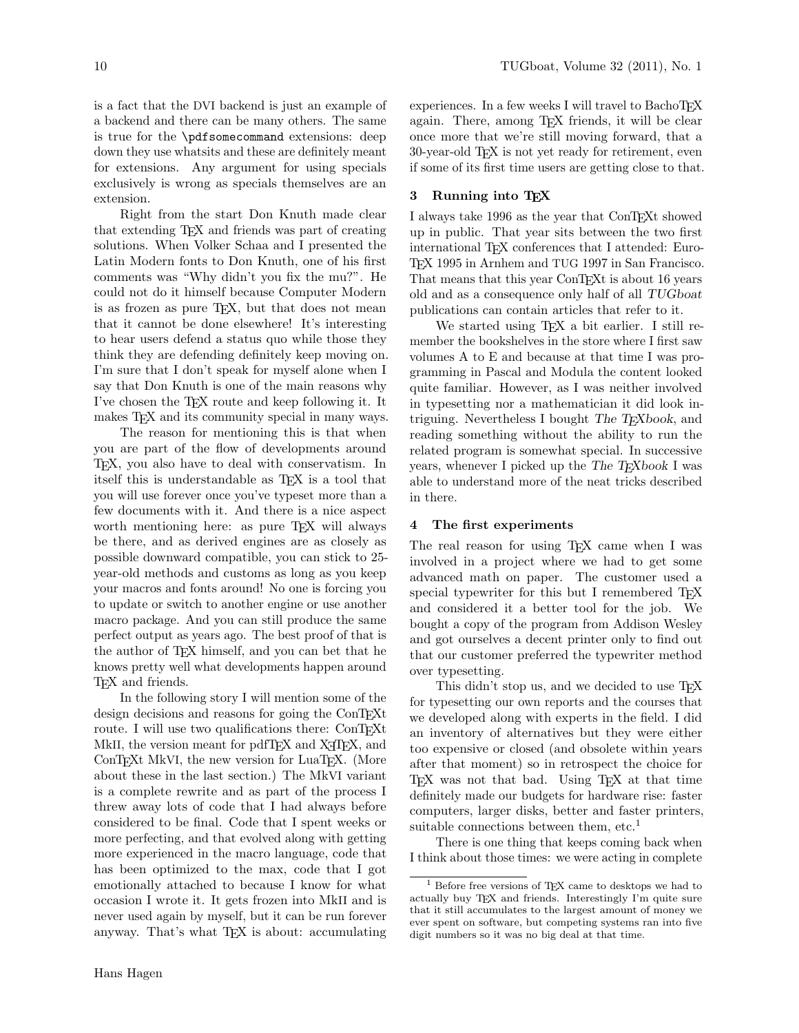is a fact that the DVI backend is just an example of a backend and there can be many others. The same is true for the `\pdfsomecommand` extensions: deep down they use whatsits and these are definitely meant for extensions. Any argument for using specials exclusively is wrong as specials themselves are an extension.

Right from the start Don Knuth made clear that extending TEX and friends was part of creating solutions. When Volker Schaa and I presented the Latin Modern fonts to Don Knuth, one of his first comments was "Why didn't you fix the mu?". He could not do it himself because Computer Modern is as frozen as pure TEX, but that does not mean that it cannot be done elsewhere! It's interesting to hear users defend a status quo while those they think they are defending definitely keep moving on. I'm sure that I don't speak for myself alone when I say that Don Knuth is one of the main reasons why I've chosen the TEX route and keep following it. It makes TEX and its community special in many ways.

The reason for mentioning this is that when you are part of the flow of developments around TEX, you also have to deal with conservatism. In itself this is understandable as TEX is a tool that you will use forever once you've typeset more than a few documents with it. And there is a nice aspect worth mentioning here: as pure TEX will always be there, and as derived engines are as closely as possible downward compatible, you can stick to 25-year-old methods and customs as long as you keep your macros and fonts around! No one is forcing you to update or switch to another engine or use another macro package. And you can still produce the same perfect output as years ago. The best proof of that is the author of TEX himself, and you can bet that he knows pretty well what developments happen around TEX and friends.

In the following story I will mention some of the design decisions and reasons for going the ConTEXt route. I will use two qualifications there: ConTEXt MkII, the version meant for pdfTEX and XƎTEX, and ConTEXt MkVI, the new version for LuaTEX. (More about these in the last section.) The MkVI variant is a complete rewrite and as part of the process I threw away lots of code that I had always before considered to be final. Code that I spent weeks or more perfecting, and that evolved along with getting more experienced in the macro language, code that has been optimized to the max, code that I got emotionally attached to because I know for what occasion I wrote it. It gets frozen into MkII and is never used again by myself, but it can be run forever anyway. That's what TEX is about: accumulating experiences. In a few weeks I will travel to BachoTEX again. There, among TEX friends, it will be clear once more that we're still moving forward, that a 30-year-old TEX is not yet ready for retirement, even if some of its first time users are getting close to that.

## 3 Running into TEX

I always take 1996 as the year that ConTEXt showed up in public. That year sits between the two first international TEX conferences that I attended: EuroTEX 1995 in Arnhem and TUG 1997 in San Francisco. That means that this year ConTEXt is about 16 years old and as a consequence only half of all *TUGboat* publications can contain articles that refer to it.

We started using TEX a bit earlier. I still remember the bookshelves in the store where I first saw volumes A to E and because at that time I was programming in Pascal and Modula the content looked quite familiar. However, as I was neither involved in typesetting nor a mathematician it did look intriguing. Nevertheless I bought *The TEXbook*, and reading something without the ability to run the related program is somewhat special. In successive years, whenever I picked up the *The TEXbook* I was able to understand more of the neat tricks described in there.

## 4 The first experiments

The real reason for using TEX came when I was involved in a project where we had to get some advanced math on paper. The customer used a special typewriter for this but I remembered TEX and considered it a better tool for the job. We bought a copy of the program from Addison Wesley and got ourselves a decent printer only to find out that our customer preferred the typewriter method over typesetting.

This didn't stop us, and we decided to use TEX for typesetting our own reports and the courses that we developed along with experts in the field. I did an inventory of alternatives but they were either too expensive or closed (and obsolete within years after that moment) so in retrospect the choice for TEX was not that bad. Using TEX at that time definitely made our budgets for hardware rise: faster computers, larger disks, better and faster printers, suitable connections between them, etc.[1]

There is one thing that keeps coming back when I think about those times: we were acting in complete

[1] Before free versions of TEX came to desktops we had to actually buy TEX and friends. Interestingly I'm quite sure that it still accumulates to the largest amount of money we ever spent on software, but competing systems ran into five digit numbers so it was no big deal at that time.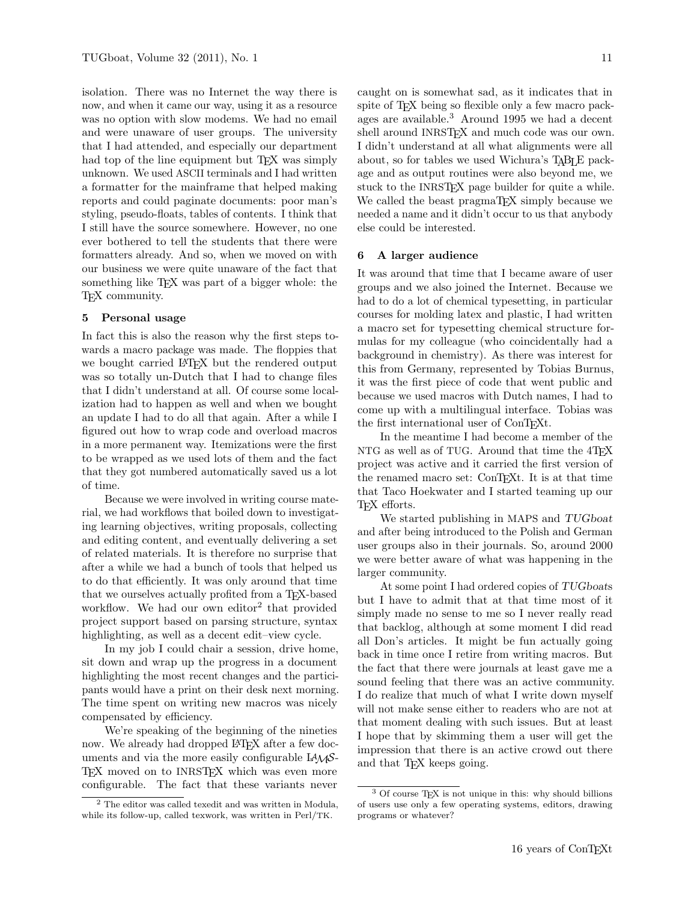isolation. There was no Internet the way there is now, and when it came our way, using it as a resource was no option with slow modems. We had no email and were unaware of user groups. The university that I had attended, and especially our department had top of the line equipment but TEX was simply unknown. We used ASCII terminals and I had written a formatter for the mainframe that helped making reports and could paginate documents: poor man's styling, pseudo-floats, tables of contents. I think that I still have the source somewhere. However, no one ever bothered to tell the students that there were formatters already. And so, when we moved on with our business we were quite unaware of the fact that something like TEX was part of a bigger whole: the TEX community.

## 5 Personal usage

In fact this is also the reason why the first steps towards a macro package was made. The floppies that we bought carried LATEX but the rendered output was so totally un-Dutch that I had to change files that I didn't understand at all. Of course some localization had to happen as well and when we bought an update I had to do all that again. After a while I figured out how to wrap code and overload macros in a more permanent way. Itemizations were the first to be wrapped as we used lots of them and the fact that they got numbered automatically saved us a lot of time.

Because we were involved in writing course material, we had workflows that boiled down to investigating learning objectives, writing proposals, collecting and editing content, and eventually delivering a set of related materials. It is therefore no surprise that after a while we had a bunch of tools that helped us to do that efficiently. It was only around that time that we ourselves actually profited from a TEX-based workflow. We had our own editor[2] that provided project support based on parsing structure, syntax highlighting, as well as a decent edit–view cycle.

In my job I could chair a session, drive home, sit down and wrap up the progress in a document highlighting the most recent changes and the participants would have a print on their desk next morning. The time spent on writing new macros was nicely compensated by efficiency.

We're speaking of the beginning of the nineties now. We already had dropped LATEX after a few documents and via the more easily configurable LAMS-TEX moved on to INRSTEX which was even more configurable. The fact that these variants never caught on is somewhat sad, as it indicates that in spite of TEX being so flexible only a few macro packages are available.[3] Around 1995 we had a decent shell around INRSTEX and much code was our own. I didn't understand at all what alignments were all about, so for tables we used Wichura's TABLE package and as output routines were also beyond me, we stuck to the INRSTEX page builder for quite a while. We called the beast pragmaTEX simply because we needed a name and it didn't occur to us that anybody else could be interested.

## 6 A larger audience

It was around that time that I became aware of user groups and we also joined the Internet. Because we had to do a lot of chemical typesetting, in particular courses for molding latex and plastic, I had written a macro set for typesetting chemical structure formulas for my colleague (who coincidentally had a background in chemistry). As there was interest for this from Germany, represented by Tobias Burnus, it was the first piece of code that went public and because we used macros with Dutch names, I had to come up with a multilingual interface. Tobias was the first international user of ConTEXt.

In the meantime I had become a member of the NTG as well as of TUG. Around that time the 4TEX project was active and it carried the first version of the renamed macro set: ConTEXt. It is at that time that Taco Hoekwater and I started teaming up our TEX efforts.

We started publishing in MAPS and *TUGboat* and after being introduced to the Polish and German user groups also in their journals. So, around 2000 we were better aware of what was happening in the larger community.

At some point I had ordered copies of *TUGboats* but I have to admit that at that time most of it simply made no sense to me so I never really read that backlog, although at some moment I did read all Don's articles. It might be fun actually going back in time once I retire from writing macros. But the fact that there were journals at least gave me a sound feeling that there was an active community. I do realize that much of what I write down myself will not make sense either to readers who are not at that moment dealing with such issues. But at least I hope that by skimming them a user will get the impression that there is an active crowd out there and that TEX keeps going.

[2] The editor was called texedit and was written in Modula, while its follow-up, called texwork, was written in Perl/TK.

[3] Of course TEX is not unique in this: why should billions of users use only a few operating systems, editors, drawing programs or whatever?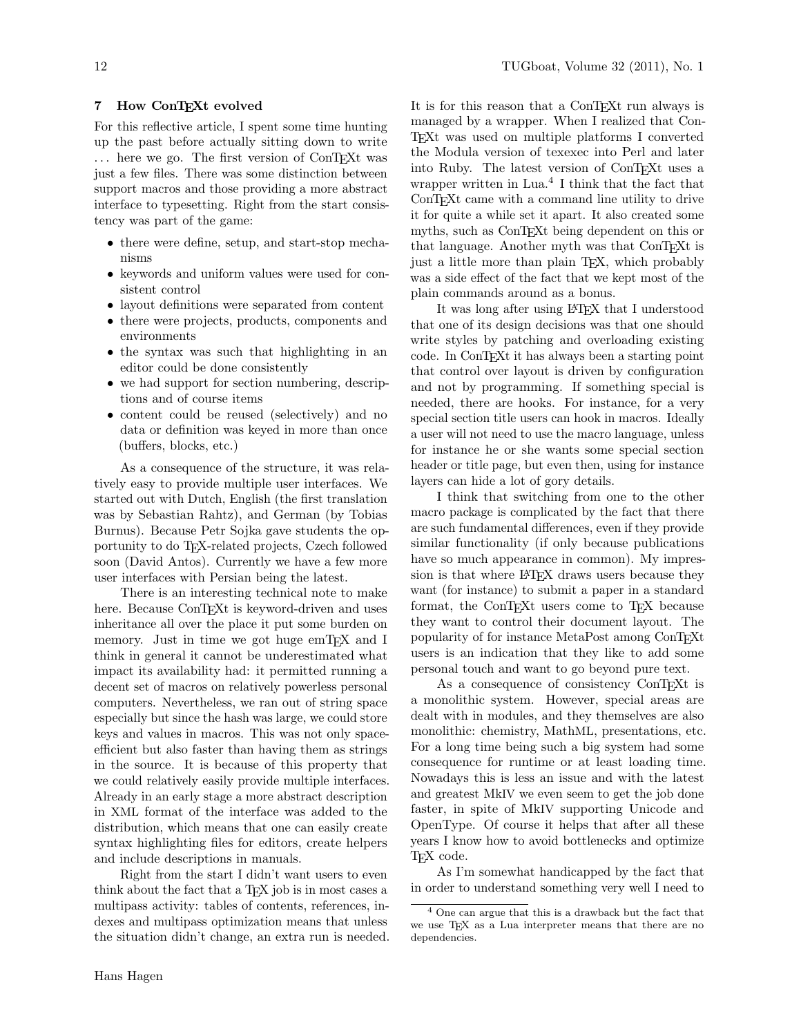## 7 How ConTEXt evolved

For this reflective article, I spent some time hunting up the past before actually sitting down to write ... here we go. The first version of ConTEXt was just a few files. There was some distinction between support macros and those providing a more abstract interface to typesetting. Right from the start consistency was part of the game:

- there were define, setup, and start-stop mechanisms
- keywords and uniform values were used for consistent control
- layout definitions were separated from content
- there were projects, products, components and environments
- the syntax was such that highlighting in an editor could be done consistently
- we had support for section numbering, descriptions and of course items
- content could be reused (selectively) and no data or definition was keyed in more than once (buffers, blocks, etc.)

As a consequence of the structure, it was relatively easy to provide multiple user interfaces. We started out with Dutch, English (the first translation was by Sebastian Rahtz), and German (by Tobias Burnus). Because Petr Sojka gave students the opportunity to do TEX-related projects, Czech followed soon (David Antos). Currently we have a few more user interfaces with Persian being the latest.

There is an interesting technical note to make here. Because ConTEXt is keyword-driven and uses inheritance all over the place it put some burden on memory. Just in time we got huge emTEX and I think in general it cannot be underestimated what impact its availability had: it permitted running a decent set of macros on relatively powerless personal computers. Nevertheless, we ran out of string space especially but since the hash was large, we could store keys and values in macros. This was not only space-efficient but also faster than having them as strings in the source. It is because of this property that we could relatively easily provide multiple interfaces. Already in an early stage a more abstract description in XML format of the interface was added to the distribution, which means that one can easily create syntax highlighting files for editors, create helpers and include descriptions in manuals.

Right from the start I didn't want users to even think about the fact that a TEX job is in most cases a multipass activity: tables of contents, references, indexes and multipass optimization means that unless the situation didn't change, an extra run is needed. It is for this reason that a ConTEXt run always is managed by a wrapper. When I realized that ConTEXt was used on multiple platforms I converted the Modula version of texexec into Perl and later into Ruby. The latest version of ConTEXt uses a wrapper written in Lua.[4] I think that the fact that ConTEXt came with a command line utility to drive it for quite a while set it apart. It also created some myths, such as ConTEXt being dependent on this or that language. Another myth was that ConTEXt is just a little more than plain TEX, which probably was a side effect of the fact that we kept most of the plain commands around as a bonus.

It was long after using LATEX that I understood that one of its design decisions was that one should write styles by patching and overloading existing code. In ConTEXt it has always been a starting point that control over layout is driven by configuration and not by programming. If something special is needed, there are hooks. For instance, for a very special section title users can hook in macros. Ideally a user will not need to use the macro language, unless for instance he or she wants some special section header or title page, but even then, using for instance layers can hide a lot of gory details.

I think that switching from one to the other macro package is complicated by the fact that there are such fundamental differences, even if they provide similar functionality (if only because publications have so much appearance in common). My impression is that where LATEX draws users because they want (for instance) to submit a paper in a standard format, the ConTEXt users come to TEX because they want to control their document layout. The popularity of for instance MetaPost among ConTEXt users is an indication that they like to add some personal touch and want to go beyond pure text.

As a consequence of consistency ConTEXt is a monolithic system. However, special areas are dealt with in modules, and they themselves are also monolithic: chemistry, MathML, presentations, etc. For a long time being such a big system had some consequence for runtime or at least loading time. Nowadays this is less an issue and with the latest and greatest MkIV we even seem to get the job done faster, in spite of MkIV supporting Unicode and OpenType. Of course it helps that after all these years I know how to avoid bottlenecks and optimize TEX code.

As I'm somewhat handicapped by the fact that in order to understand something very well I need to

[4] One can argue that this is a drawback but the fact that we use TEX as a Lua interpreter means that there are no dependencies.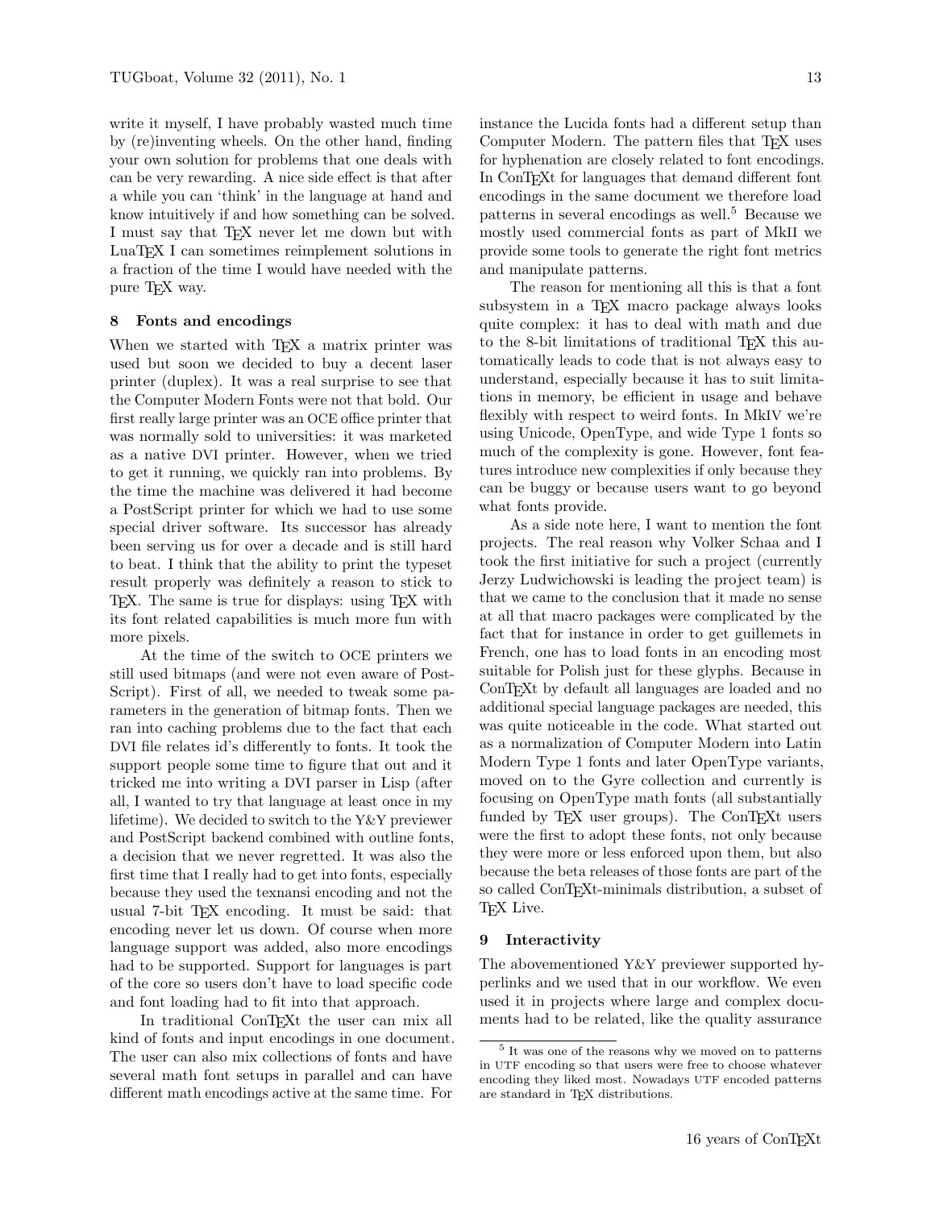write it myself, I have probably wasted much time by (re)inventing wheels. On the other hand, finding your own solution for problems that one deals with can be very rewarding. A nice side effect is that after a while you can 'think' in the language at hand and know intuitively if and how something can be solved. I must say that TEX never let me down but with LuaTEX I can sometimes reimplement solutions in a fraction of the time I would have needed with the pure TEX way.

## 8 Fonts and encodings

When we started with TEX a matrix printer was used but soon we decided to buy a decent laser printer (duplex). It was a real surprise to see that the Computer Modern Fonts were not that bold. Our first really large printer was an OCE office printer that was normally sold to universities: it was marketed as a native DVI printer. However, when we tried to get it running, we quickly ran into problems. By the time the machine was delivered it had become a PostScript printer for which we had to use some special driver software. Its successor has already been serving us for over a decade and is still hard to beat. I think that the ability to print the typeset result properly was definitely a reason to stick to TEX. The same is true for displays: using TEX with its font related capabilities is much more fun with more pixels.

At the time of the switch to OCE printers we still used bitmaps (and were not even aware of PostScript). First of all, we needed to tweak some parameters in the generation of bitmap fonts. Then we ran into caching problems due to the fact that each DVI file relates id's differently to fonts. It took the support people some time to figure that out and it tricked me into writing a DVI parser in Lisp (after all, I wanted to try that language at least once in my lifetime). We decided to switch to the Y&Y previewer and PostScript backend combined with outline fonts, a decision that we never regretted. It was also the first time that I really had to get into fonts, especially because they used the texnansi encoding and not the usual 7-bit TEX encoding. It must be said: that encoding never let us down. Of course when more language support was added, also more encodings had to be supported. Support for languages is part of the core so users don't have to load specific code and font loading had to fit into that approach.

In traditional ConTEXt the user can mix all kind of fonts and input encodings in one document. The user can also mix collections of fonts and have several math font setups in parallel and can have different math encodings active at the same time. For instance the Lucida fonts had a different setup than Computer Modern. The pattern files that TEX uses for hyphenation are closely related to font encodings. In ConTEXt for languages that demand different font encodings in the same document we therefore load patterns in several encodings as well.[5] Because we mostly used commercial fonts as part of MkII we provide some tools to generate the right font metrics and manipulate patterns.

The reason for mentioning all this is that a font subsystem in a TEX macro package always looks quite complex: it has to deal with math and due to the 8-bit limitations of traditional TEX this automatically leads to code that is not always easy to understand, especially because it has to suit limitations in memory, be efficient in usage and behave flexibly with respect to weird fonts. In MkIV we're using Unicode, OpenType, and wide Type 1 fonts so much of the complexity is gone. However, font features introduce new complexities if only because they can be buggy or because users want to go beyond what fonts provide.

As a side note here, I want to mention the font projects. The real reason why Volker Schaa and I took the first initiative for such a project (currently Jerzy Ludwichowski is leading the project team) is that we came to the conclusion that it made no sense at all that macro packages were complicated by the fact that for instance in order to get guillemets in French, one has to load fonts in an encoding most suitable for Polish just for these glyphs. Because in ConTEXt by default all languages are loaded and no additional special language packages are needed, this was quite noticeable in the code. What started out as a normalization of Computer Modern into Latin Modern Type 1 fonts and later OpenType variants, moved on to the Gyre collection and currently is focusing on OpenType math fonts (all substantially funded by TEX user groups). The ConTEXt users were the first to adopt these fonts, not only because they were more or less enforced upon them, but also because the beta releases of those fonts are part of the so called ConTEXt-minimals distribution, a subset of TEX Live.

## 9 Interactivity

The abovementioned Y&Y previewer supported hyperlinks and we used that in our workflow. We even used it in projects where large and complex documents had to be related, like the quality assurance

[5] It was one of the reasons why we moved on to patterns in UTF encoding so that users were free to choose whatever encoding they liked most. Nowadays UTF encoded patterns are standard in TEX distributions.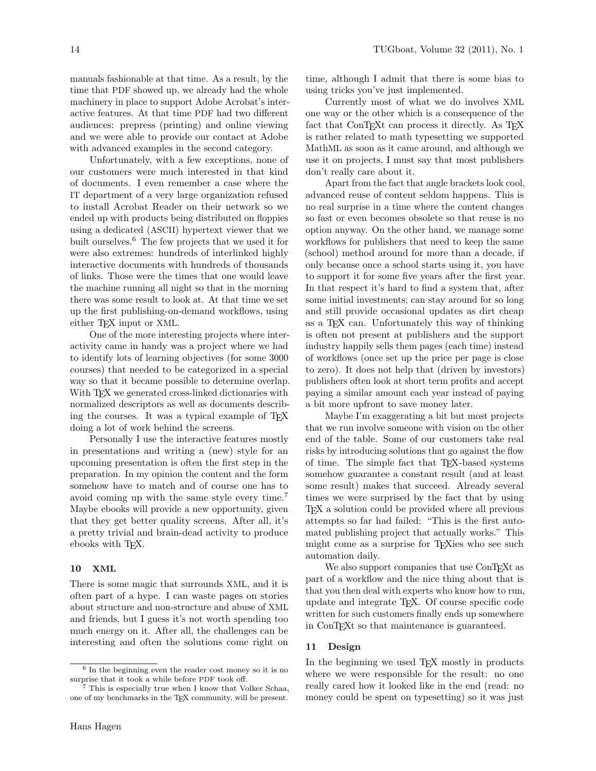manuals fashionable at that time. As a result, by the time that PDF showed up, we already had the whole machinery in place to support Adobe Acrobat's interactive features. At that time PDF had two different audiences: prepress (printing) and online viewing and we were able to provide our contact at Adobe with advanced examples in the second category.

Unfortunately, with a few exceptions, none of our customers were much interested in that kind of documents. I even remember a case where the IT department of a very large organization refused to install Acrobat Reader on their network so we ended up with products being distributed on floppies using a dedicated (ASCII) hypertext viewer that we built ourselves.[6] The few projects that we used it for were also extremes: hundreds of interlinked highly interactive documents with hundreds of thousands of links. Those were the times that one would leave the machine running all night so that in the morning there was some result to look at. At that time we set up the first publishing-on-demand workflows, using either TeX input or XML.

One of the more interesting projects where interactivity came in handy was a project where we had to identify lots of learning objectives (for some 3000 courses) that needed to be categorized in a special way so that it became possible to determine overlap. With TeX we generated cross-linked dictionaries with normalized descriptors as well as documents describing the courses. It was a typical example of TeX doing a lot of work behind the screens.

Personally I use the interactive features mostly in presentations and writing a (new) style for an upcoming presentation is often the first step in the preparation. In my opinion the content and the form somehow have to match and of course one has to avoid coming up with the same style every time.[7] Maybe ebooks will provide a new opportunity, given that they get better quality screens. After all, it's a pretty trivial and brain-dead activity to produce ebooks with TeX.

## 10 XML

There is some magic that surrounds XML, and it is often part of a hype. I can waste pages on stories about structure and non-structure and abuse of XML and friends, but I guess it's not worth spending too much energy on it. After all, the challenges can be interesting and often the solutions come right on time, although I admit that there is some bias to using tricks you've just implemented.

Currently most of what we do involves XML one way or the other which is a consequence of the fact that ConTeXt can process it directly. As TeX is rather related to math typesetting we supported MathML as soon as it came around, and although we use it on projects, I must say that most publishers don't really care about it.

Apart from the fact that angle brackets look cool, advanced reuse of content seldom happens. This is no real surprise in a time where the content changes so fast or even becomes obsolete so that reuse is no option anyway. On the other hand, we manage some workflows for publishers that need to keep the same (school) method around for more than a decade, if only because once a school starts using it, you have to support it for some five years after the first year. In that respect it's hard to find a system that, after some initial investments, can stay around for so long and still provide occasional updates as dirt cheap as a TeX can. Unfortunately this way of thinking is often not present at publishers and the support industry happily sells them pages (each time) instead of workflows (once set up the price per page is close to zero). It does not help that (driven by investors) publishers often look at short term profits and accept paying a similar amount each year instead of paying a bit more upfront to save money later.

Maybe I'm exaggerating a bit but most projects that we run involve someone with vision on the other end of the table. Some of our customers take real risks by introducing solutions that go against the flow of time. The simple fact that TeX-based systems somehow guarantee a constant result (and at least some result) makes that succeed. Already several times we were surprised by the fact that by using TeX a solution could be provided where all previous attempts so far had failed: "This is the first automated publishing project that actually works." This might come as a surprise for TeXies who see such automation daily.

We also support companies that use ConTeXt as part of a workflow and the nice thing about that is that you then deal with experts who know how to run, update and integrate TeX. Of course specific code written for such customers finally ends up somewhere in ConTeXt so that maintenance is guaranteed.

## 11 Design

In the beginning we used TeX mostly in products where we were responsible for the result: no one really cared how it looked like in the end (read: no money could be spent on typesetting) so it was just

---

[6] In the beginning even the reader cost money so it is no surprise that it took a while before PDF took off.

[7] This is especially true when I know that Volker Schaa, one of my benchmarks in the TeX community, will be present.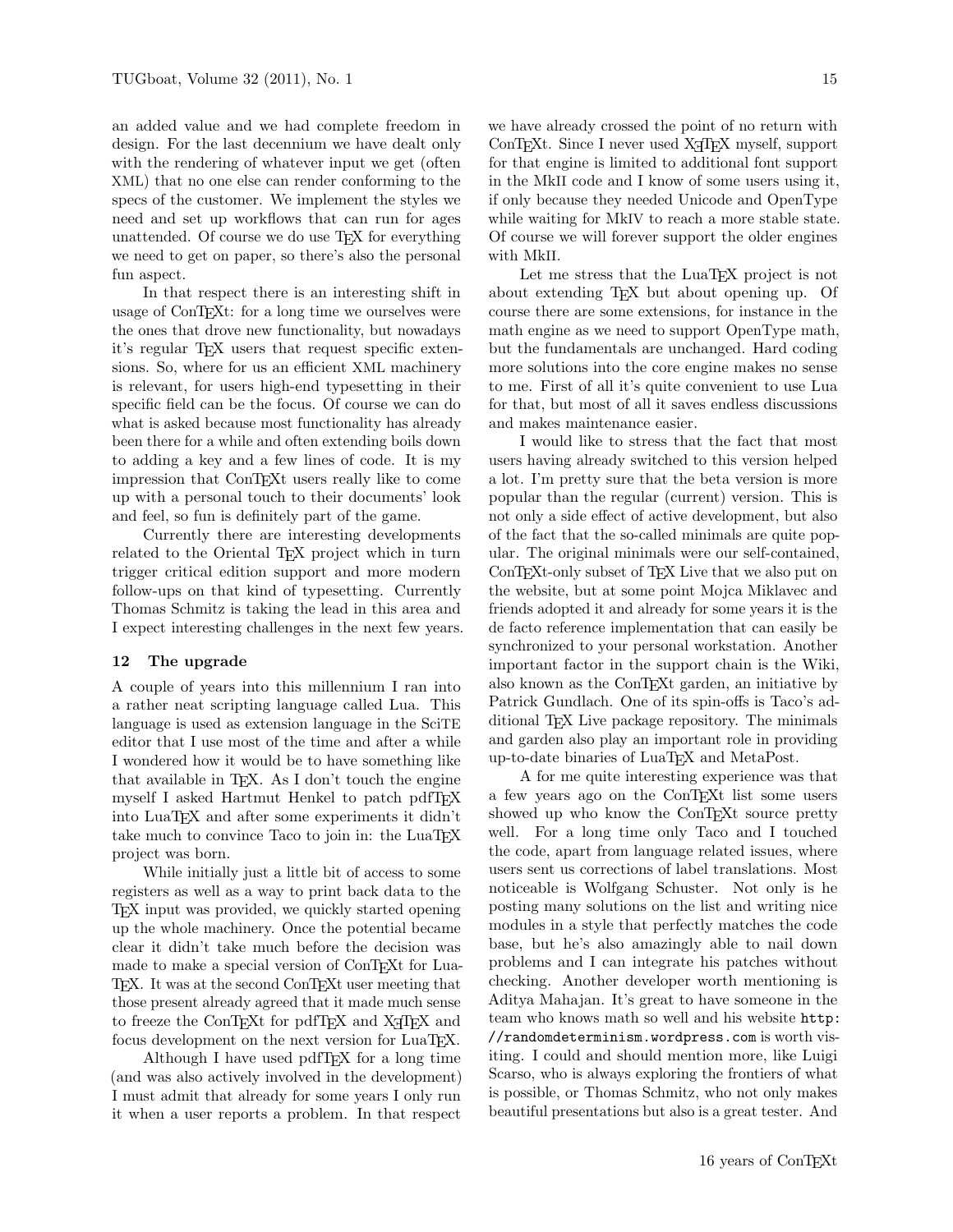an added value and we had complete freedom in design. For the last decennium we have dealt only with the rendering of whatever input we get (often XML) that no one else can render conforming to the specs of the customer. We implement the styles we need and set up workflows that can run for ages unattended. Of course we do use TEX for everything we need to get on paper, so there's also the personal fun aspect.

In that respect there is an interesting shift in usage of ConTEXt: for a long time we ourselves were the ones that drove new functionality, but nowadays it's regular TEX users that request specific extensions. So, where for us an efficient XML machinery is relevant, for users high-end typesetting in their specific field can be the focus. Of course we can do what is asked because most functionality has already been there for a while and often extending boils down to adding a key and a few lines of code. It is my impression that ConTEXt users really like to come up with a personal touch to their documents' look and feel, so fun is definitely part of the game.

Currently there are interesting developments related to the Oriental TEX project which in turn trigger critical edition support and more modern follow-ups on that kind of typesetting. Currently Thomas Schmitz is taking the lead in this area and I expect interesting challenges in the next few years.

## 12 The upgrade

A couple of years into this millennium I ran into a rather neat scripting language called Lua. This language is used as extension language in the SciTE editor that I use most of the time and after a while I wondered how it would be to have something like that available in TEX. As I don't touch the engine myself I asked Hartmut Henkel to patch pdfTEX into LuaTEX and after some experiments it didn't take much to convince Taco to join in: the LuaTEX project was born.

While initially just a little bit of access to some registers as well as a way to print back data to the TEX input was provided, we quickly started opening up the whole machinery. Once the potential became clear it didn't take much before the decision was made to make a special version of ConTEXt for LuaTEX. It was at the second ConTEXt user meeting that those present already agreed that it made much sense to freeze the ConTEXt for pdfTEX and XƎTEX and focus development on the next version for LuaTEX.

Although I have used pdfTEX for a long time (and was also actively involved in the development) I must admit that already for some years I only run it when a user reports a problem. In that respect we have already crossed the point of no return with ConTEXt. Since I never used XƎTEX myself, support for that engine is limited to additional font support in the MkII code and I know of some users using it, if only because they needed Unicode and OpenType while waiting for MkIV to reach a more stable state. Of course we will forever support the older engines with MkII.

Let me stress that the LuaTEX project is not about extending TEX but about opening up. Of course there are some extensions, for instance in the math engine as we need to support OpenType math, but the fundamentals are unchanged. Hard coding more solutions into the core engine makes no sense to me. First of all it's quite convenient to use Lua for that, but most of all it saves endless discussions and makes maintenance easier.

I would like to stress that the fact that most users having already switched to this version helped a lot. I'm pretty sure that the beta version is more popular than the regular (current) version. This is not only a side effect of active development, but also of the fact that the so-called minimals are quite popular. The original minimals were our self-contained, ConTEXt-only subset of TEX Live that we also put on the website, but at some point Mojca Miklavec and friends adopted it and already for some years it is the de facto reference implementation that can easily be synchronized to your personal workstation. Another important factor in the support chain is the Wiki, also known as the ConTEXt garden, an initiative by Patrick Gundlach. One of its spin-offs is Taco's additional TEX Live package repository. The minimals and garden also play an important role in providing up-to-date binaries of LuaTEX and MetaPost.

A for me quite interesting experience was that a few years ago on the ConTEXt list some users showed up who know the ConTEXt source pretty well. For a long time only Taco and I touched the code, apart from language related issues, where users sent us corrections of label translations. Most noticeable is Wolfgang Schuster. Not only is he posting many solutions on the list and writing nice modules in a style that perfectly matches the code base, but he's also amazingly able to nail down problems and I can integrate his patches without checking. Another developer worth mentioning is Aditya Mahajan. It's great to have someone in the team who knows math so well and his website `http://randomdeterminism.wordpress.com` is worth visiting. I could and should mention more, like Luigi Scarso, who is always exploring the frontiers of what is possible, or Thomas Schmitz, who not only makes beautiful presentations but also is a great tester. And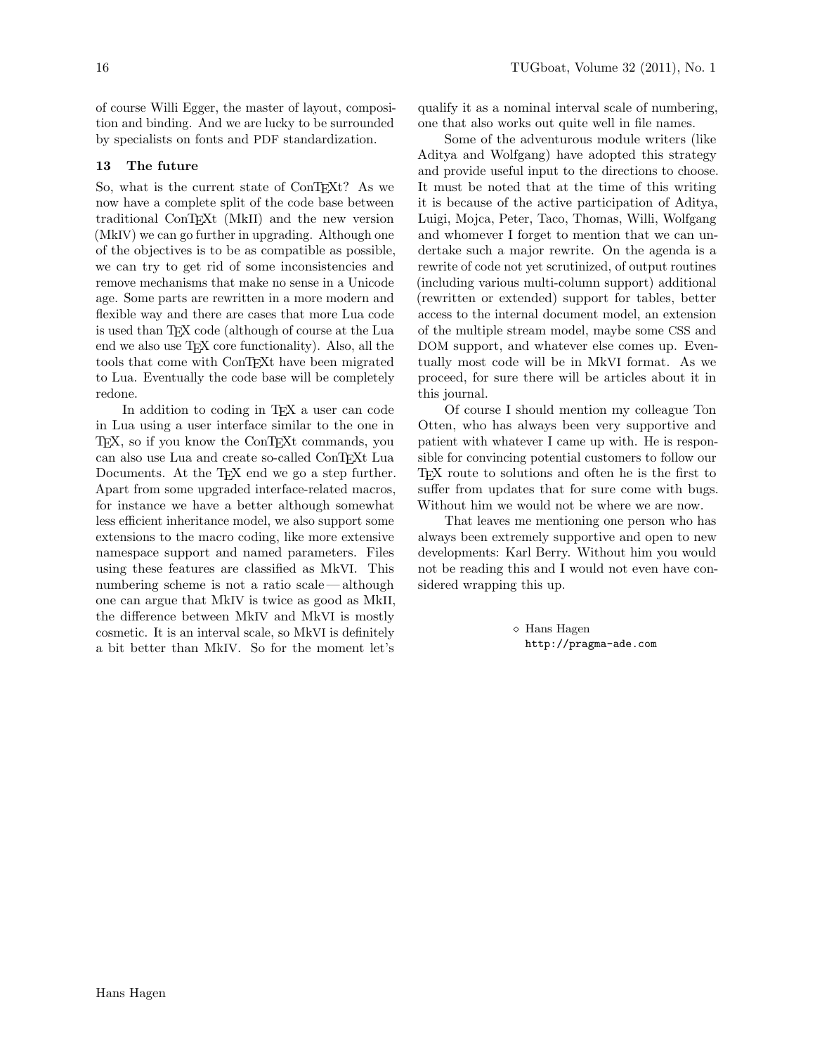of course Willi Egger, the master of layout, composition and binding. And we are lucky to be surrounded by specialists on fonts and PDF standardization.

## 13 The future

So, what is the current state of ConTEXt? As we now have a complete split of the code base between traditional ConTEXt (MkII) and the new version (MkIV) we can go further in upgrading. Although one of the objectives is to be as compatible as possible, we can try to get rid of some inconsistencies and remove mechanisms that make no sense in a Unicode age. Some parts are rewritten in a more modern and flexible way and there are cases that more Lua code is used than TEX code (although of course at the Lua end we also use TEX core functionality). Also, all the tools that come with ConTEXt have been migrated to Lua. Eventually the code base will be completely redone.

In addition to coding in TEX a user can code in Lua using a user interface similar to the one in TEX, so if you know the ConTEXt commands, you can also use Lua and create so-called ConTEXt Lua Documents. At the TEX end we go a step further. Apart from some upgraded interface-related macros, for instance we have a better although somewhat less efficient inheritance model, we also support some extensions to the macro coding, like more extensive namespace support and named parameters. Files using these features are classified as MkVI. This numbering scheme is not a ratio scale — although one can argue that MkIV is twice as good as MkII, the difference between MkIV and MkVI is mostly cosmetic. It is an interval scale, so MkVI is definitely a bit better than MkIV. So for the moment let's qualify it as a nominal interval scale of numbering, one that also works out quite well in file names.

Some of the adventurous module writers (like Aditya and Wolfgang) have adopted this strategy and provide useful input to the directions to choose. It must be noted that at the time of this writing it is because of the active participation of Aditya, Luigi, Mojca, Peter, Taco, Thomas, Willi, Wolfgang and whomever I forget to mention that we can undertake such a major rewrite. On the agenda is a rewrite of code not yet scrutinized, of output routines (including various multi-column support) additional (rewritten or extended) support for tables, better access to the internal document model, an extension of the multiple stream model, maybe some CSS and DOM support, and whatever else comes up. Eventually most code will be in MkVI format. As we proceed, for sure there will be articles about it in this journal.

Of course I should mention my colleague Ton Otten, who has always been very supportive and patient with whatever I came up with. He is responsible for convincing potential customers to follow our TEX route to solutions and often he is the first to suffer from updates that for sure come with bugs. Without him we would not be where we are now.

That leaves me mentioning one person who has always been extremely supportive and open to new developments: Karl Berry. Without him you would not be reading this and I would not even have considered wrapping this up.

◇ Hans Hagen
http://pragma-ade.com